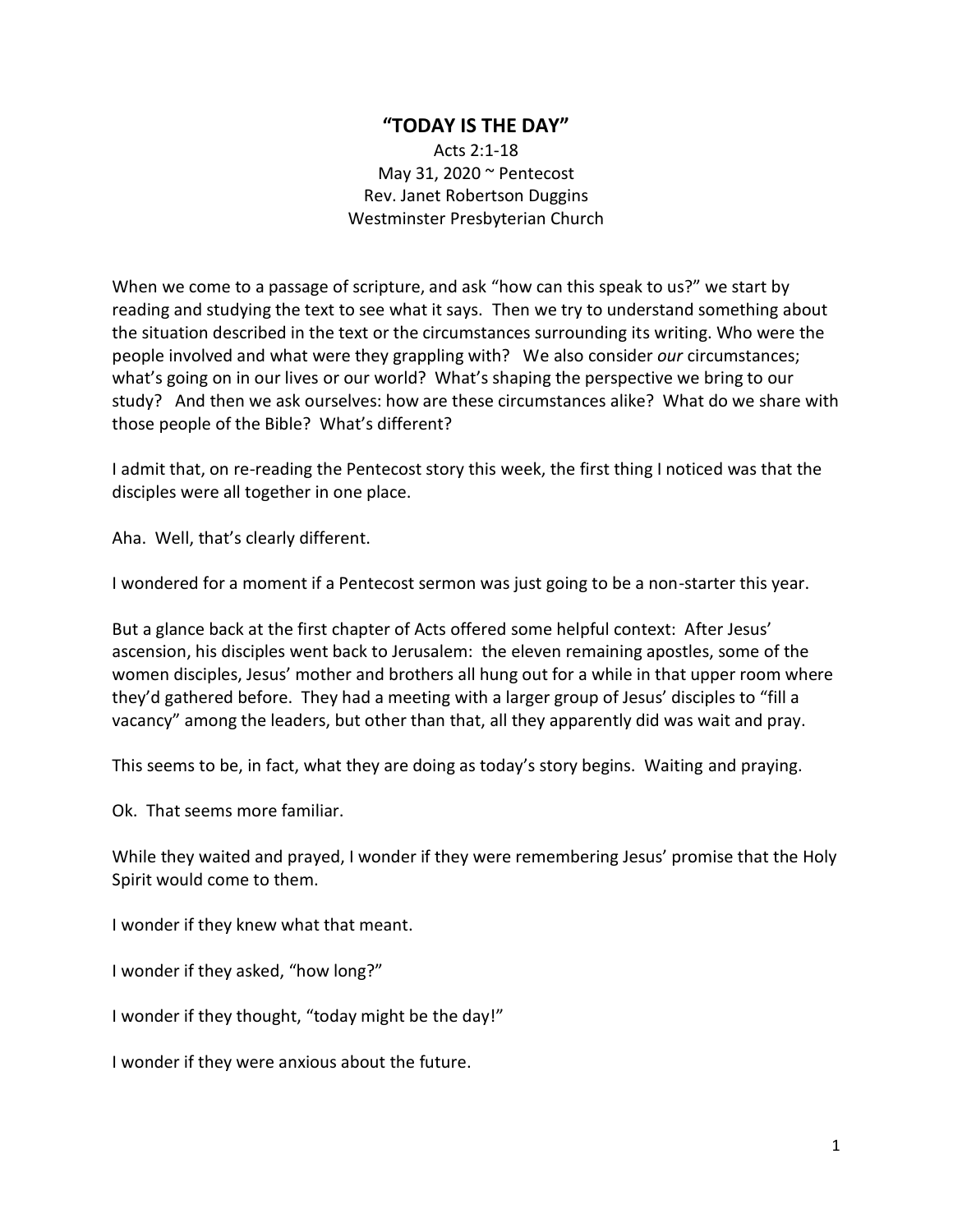# "TODAY IS THE DAY"

Acts 2:1-18
May 31, 2020 ~ Pentecost
Rev. Janet Robertson Duggins
Westminster Presbyterian Church

When we come to a passage of scripture, and ask "how can this speak to us?" we start by reading and studying the text to see what it says. Then we try to understand something about the situation described in the text or the circumstances surrounding its writing. Who were the people involved and what were they grappling with? We also consider *our* circumstances; what's going on in our lives or our world? What's shaping the perspective we bring to our study? And then we ask ourselves: how are these circumstances alike? What do we share with those people of the Bible? What's different?

I admit that, on re-reading the Pentecost story this week, the first thing I noticed was that the disciples were all together in one place.

Aha. Well, that's clearly different.

I wondered for a moment if a Pentecost sermon was just going to be a non-starter this year.

But a glance back at the first chapter of Acts offered some helpful context: After Jesus' ascension, his disciples went back to Jerusalem: the eleven remaining apostles, some of the women disciples, Jesus' mother and brothers all hung out for a while in that upper room where they'd gathered before. They had a meeting with a larger group of Jesus' disciples to "fill a vacancy" among the leaders, but other than that, all they apparently did was wait and pray.

This seems to be, in fact, what they are doing as today's story begins. Waiting and praying.

Ok. That seems more familiar.

While they waited and prayed, I wonder if they were remembering Jesus' promise that the Holy Spirit would come to them.

I wonder if they knew what that meant.

I wonder if they asked, "how long?"

I wonder if they thought, "today might be the day!"

I wonder if they were anxious about the future.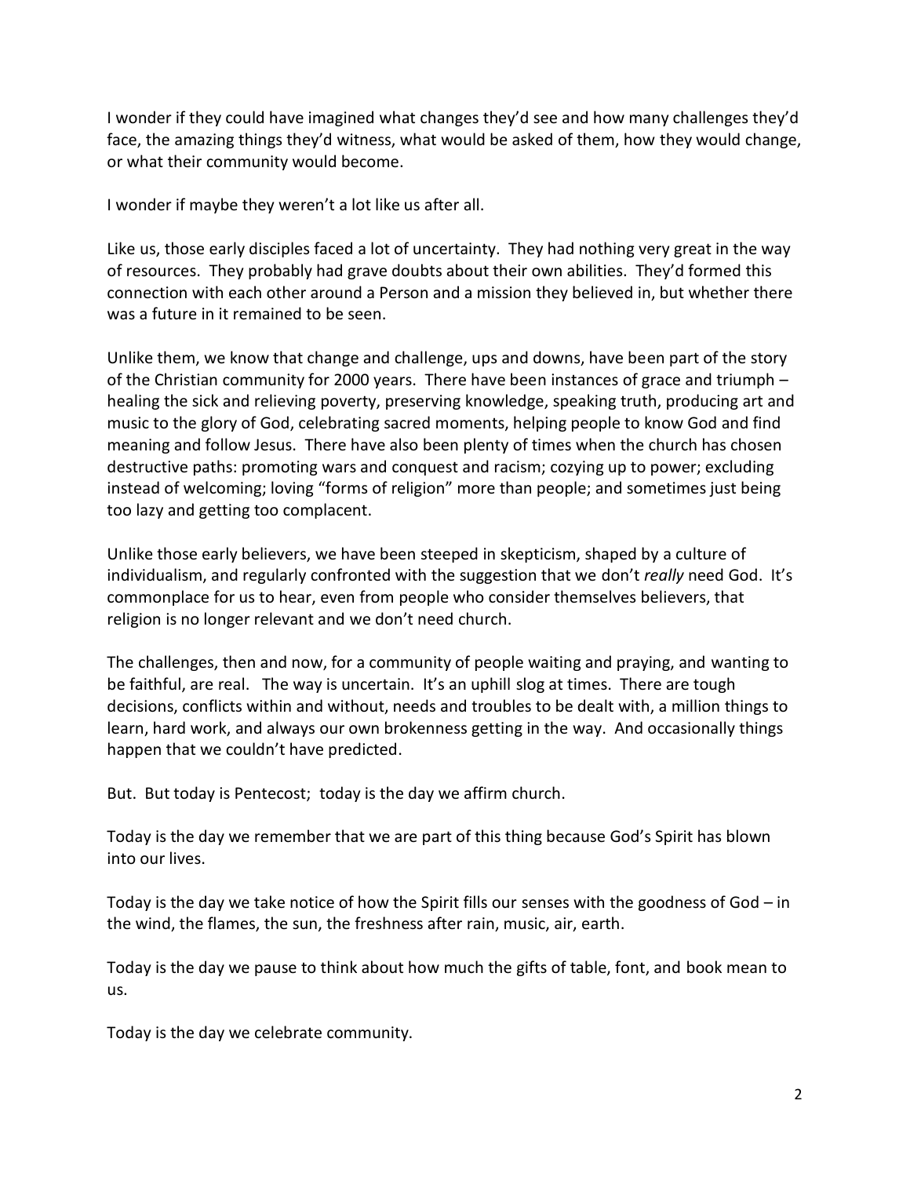I wonder if they could have imagined what changes they'd see and how many challenges they'd face, the amazing things they'd witness, what would be asked of them, how they would change, or what their community would become.

I wonder if maybe they weren't a lot like us after all.

Like us, those early disciples faced a lot of uncertainty. They had nothing very great in the way of resources. They probably had grave doubts about their own abilities. They'd formed this connection with each other around a Person and a mission they believed in, but whether there was a future in it remained to be seen.

Unlike them, we know that change and challenge, ups and downs, have been part of the story of the Christian community for 2000 years. There have been instances of grace and triumph – healing the sick and relieving poverty, preserving knowledge, speaking truth, producing art and music to the glory of God, celebrating sacred moments, helping people to know God and find meaning and follow Jesus. There have also been plenty of times when the church has chosen destructive paths: promoting wars and conquest and racism; cozying up to power; excluding instead of welcoming; loving "forms of religion" more than people; and sometimes just being too lazy and getting too complacent.

Unlike those early believers, we have been steeped in skepticism, shaped by a culture of individualism, and regularly confronted with the suggestion that we don't *really* need God. It's commonplace for us to hear, even from people who consider themselves believers, that religion is no longer relevant and we don't need church.

The challenges, then and now, for a community of people waiting and praying, and wanting to be faithful, are real. The way is uncertain. It's an uphill slog at times. There are tough decisions, conflicts within and without, needs and troubles to be dealt with, a million things to learn, hard work, and always our own brokenness getting in the way. And occasionally things happen that we couldn't have predicted.

But. But today is Pentecost; today is the day we affirm church.

Today is the day we remember that we are part of this thing because God's Spirit has blown into our lives.

Today is the day we take notice of how the Spirit fills our senses with the goodness of God – in the wind, the flames, the sun, the freshness after rain, music, air, earth.

Today is the day we pause to think about how much the gifts of table, font, and book mean to us.

Today is the day we celebrate community.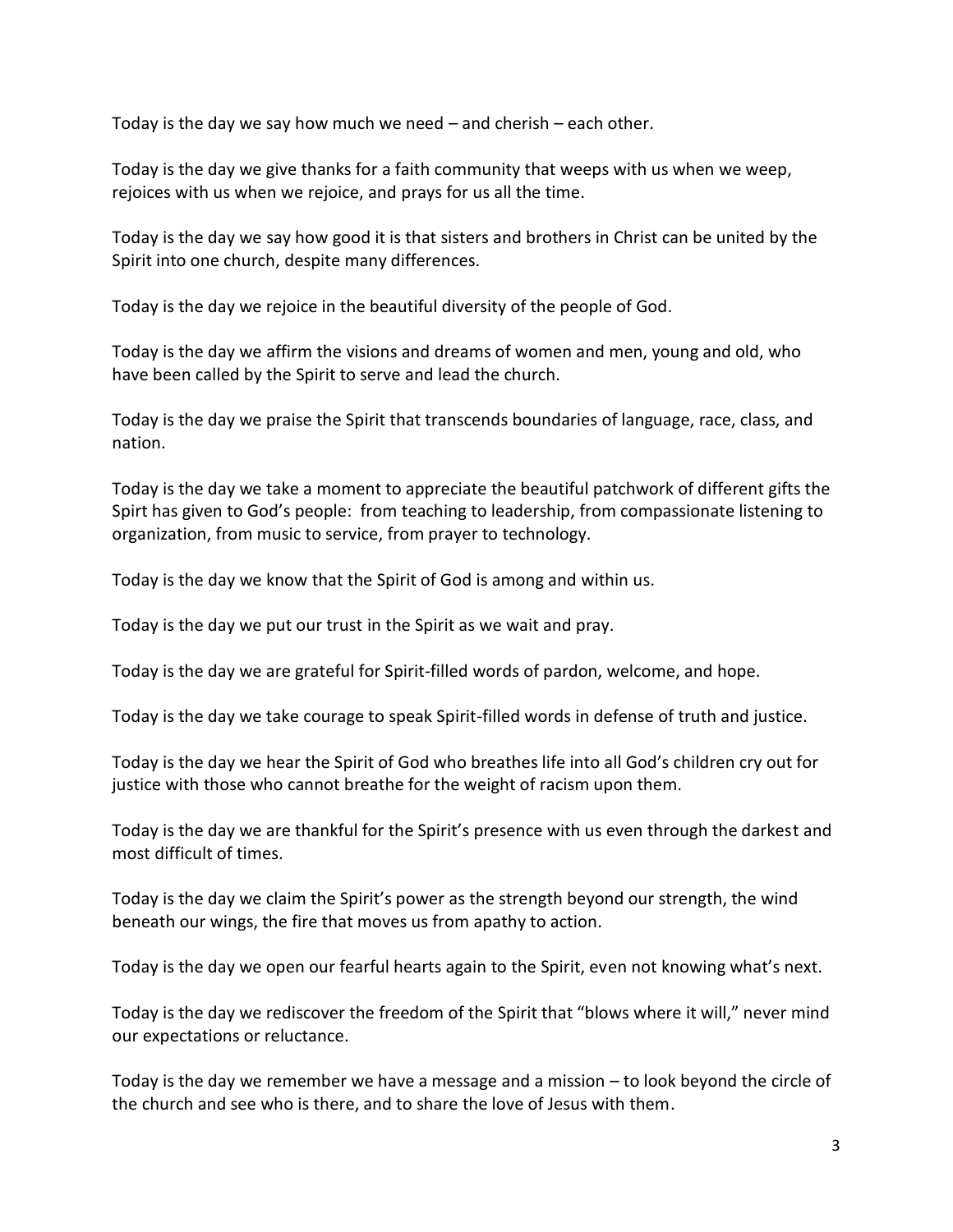Today is the day we say how much we need – and cherish – each other.

Today is the day we give thanks for a faith community that weeps with us when we weep, rejoices with us when we rejoice, and prays for us all the time.

Today is the day we say how good it is that sisters and brothers in Christ can be united by the Spirit into one church, despite many differences.

Today is the day we rejoice in the beautiful diversity of the people of God.

Today is the day we affirm the visions and dreams of women and men, young and old, who have been called by the Spirit to serve and lead the church.

Today is the day we praise the Spirit that transcends boundaries of language, race, class, and nation.

Today is the day we take a moment to appreciate the beautiful patchwork of different gifts the Spirt has given to God's people: from teaching to leadership, from compassionate listening to organization, from music to service, from prayer to technology.

Today is the day we know that the Spirit of God is among and within us.

Today is the day we put our trust in the Spirit as we wait and pray.

Today is the day we are grateful for Spirit-filled words of pardon, welcome, and hope.

Today is the day we take courage to speak Spirit-filled words in defense of truth and justice.

Today is the day we hear the Spirit of God who breathes life into all God's children cry out for justice with those who cannot breathe for the weight of racism upon them.

Today is the day we are thankful for the Spirit's presence with us even through the darkest and most difficult of times.

Today is the day we claim the Spirit's power as the strength beyond our strength, the wind beneath our wings, the fire that moves us from apathy to action.

Today is the day we open our fearful hearts again to the Spirit, even not knowing what's next.

Today is the day we rediscover the freedom of the Spirit that "blows where it will," never mind our expectations or reluctance.

Today is the day we remember we have a message and a mission – to look beyond the circle of the church and see who is there, and to share the love of Jesus with them.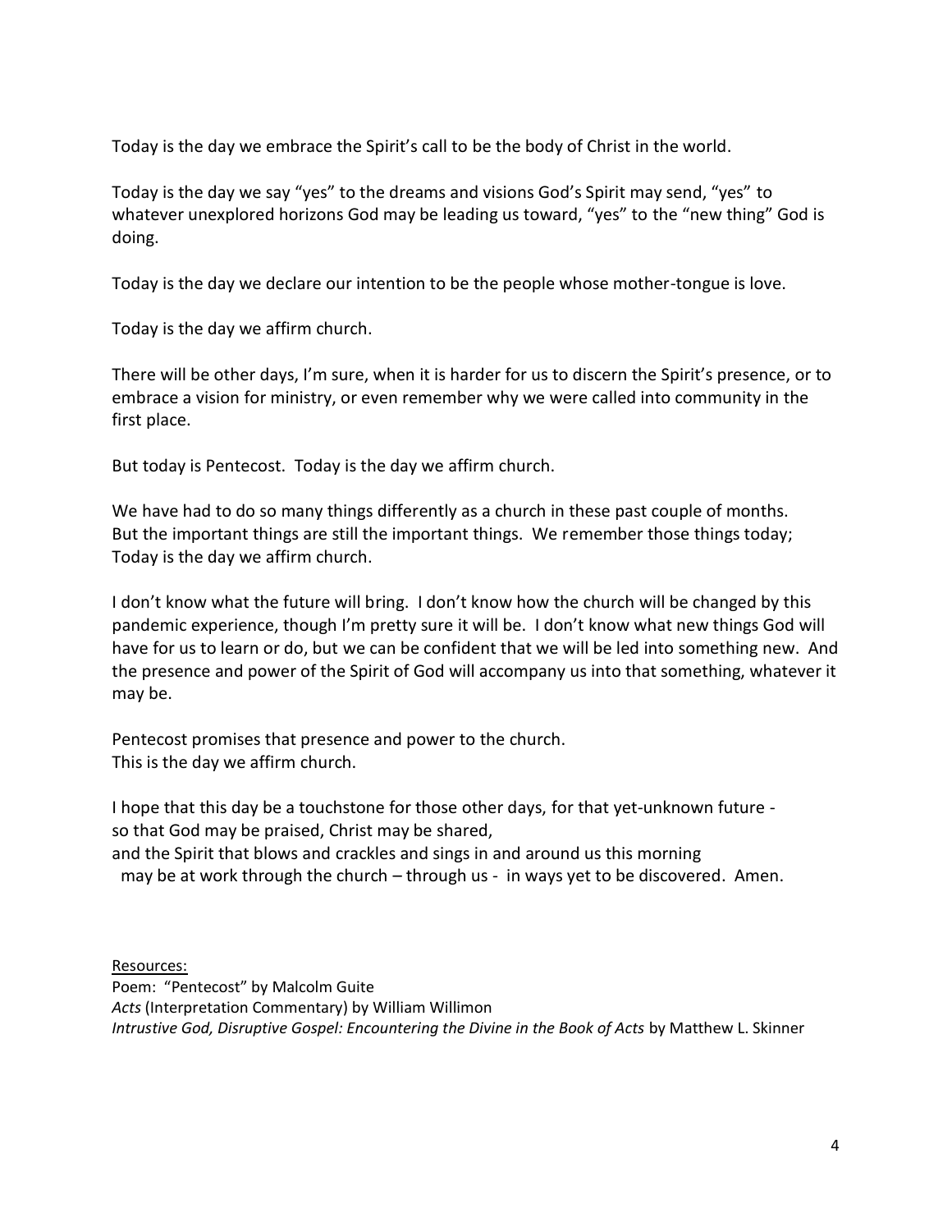Today is the day we embrace the Spirit's call to be the body of Christ in the world.

Today is the day we say "yes" to the dreams and visions God's Spirit may send, "yes" to whatever unexplored horizons God may be leading us toward, "yes" to the "new thing" God is doing.

Today is the day we declare our intention to be the people whose mother-tongue is love.

Today is the day we affirm church.

There will be other days, I'm sure, when it is harder for us to discern the Spirit's presence, or to embrace a vision for ministry, or even remember why we were called into community in the first place.

But today is Pentecost. Today is the day we affirm church.

We have had to do so many things differently as a church in these past couple of months.
But the important things are still the important things. We remember those things today;
Today is the day we affirm church.

I don't know what the future will bring. I don't know how the church will be changed by this pandemic experience, though I'm pretty sure it will be. I don't know what new things God will have for us to learn or do, but we can be confident that we will be led into something new. And the presence and power of the Spirit of God will accompany us into that something, whatever it may be.

Pentecost promises that presence and power to the church.
This is the day we affirm church.

I hope that this day be a touchstone for those other days, for that yet-unknown future -
so that God may be praised, Christ may be shared,
and the Spirit that blows and crackles and sings in and around us this morning
may be at work through the church – through us - in ways yet to be discovered. Amen.

Resources:
Poem: "Pentecost" by Malcolm Guite
*Acts* (Interpretation Commentary) by William Willimon
*Intrustive God, Disruptive Gospel: Encountering the Divine in the Book of Acts* by Matthew L. Skinner